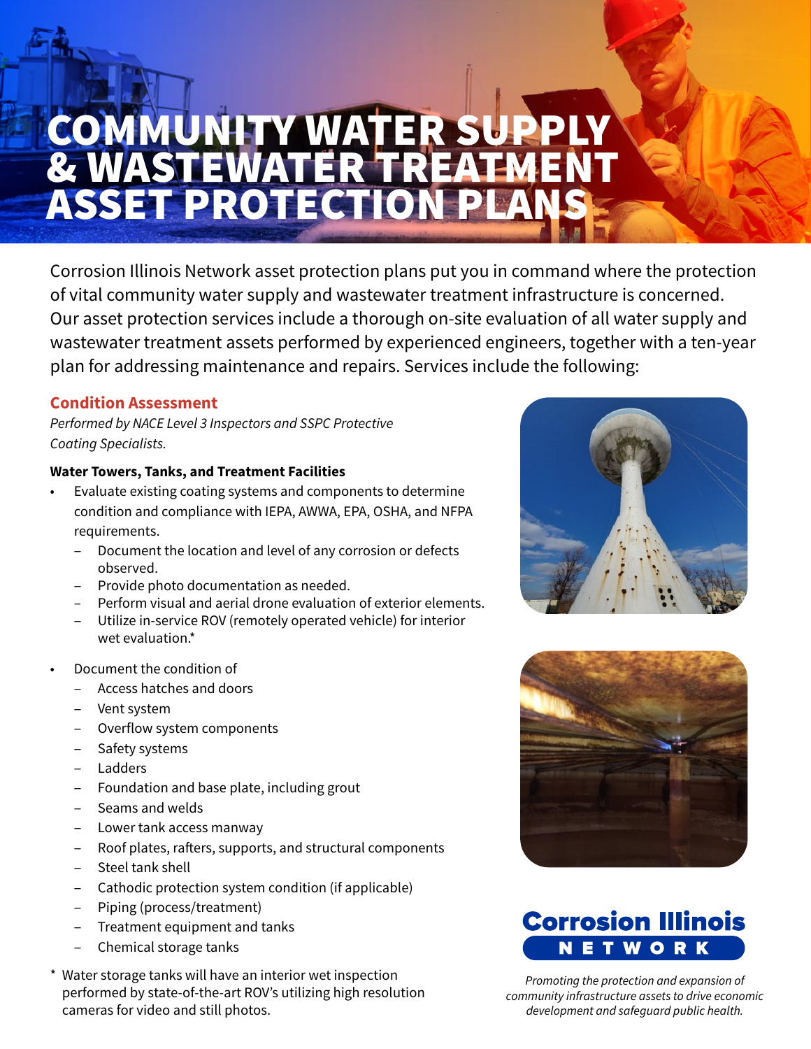# COMMUNITY WATER SUPPLY & WASTEWATER TREATMENT ASSET PROTECTION PLANS

Corrosion Illinois Network asset protection plans put you in command where the protection of vital community water supply and wastewater treatment infrastructure is concerned. Our asset protection services include a thorough on-site evaluation of all water supply and wastewater treatment assets performed by experienced engineers, together with a ten-year plan for addressing maintenance and repairs. Services include the following:

## Condition Assessment

*Performed by NACE Level 3 Inspectors and SSPC Protective Coating Specialists.*

### Water Towers, Tanks, and Treatment Facilities

- Evaluate existing coating systems and components to determine condition and compliance with IEPA, AWWA, EPA, OSHA, and NFPA requirements.
  - Document the location and level of any corrosion or defects observed.
  - Provide photo documentation as needed.
  - Perform visual and aerial drone evaluation of exterior elements.
  - Utilize in-service ROV (remotely operated vehicle) for interior wet evaluation.*
- Document the condition of
  - Access hatches and doors
  - Vent system
  - Overflow system components
  - Safety systems
  - Ladders
  - Foundation and base plate, including grout
  - Seams and welds
  - Lower tank access manway
  - Roof plates, rafters, supports, and structural components
  - Steel tank shell
  - Cathodic protection system condition (if applicable)
  - Piping (process/treatment)
  - Treatment equipment and tanks
  - Chemical storage tanks

\* Water storage tanks will have an interior wet inspection performed by state-of-the-art ROV's utilizing high resolution cameras for video and still photos.

**Corrosion Illinois NETWORK**

*Promoting the protection and expansion of community infrastructure assets to drive economic development and safeguard public health.*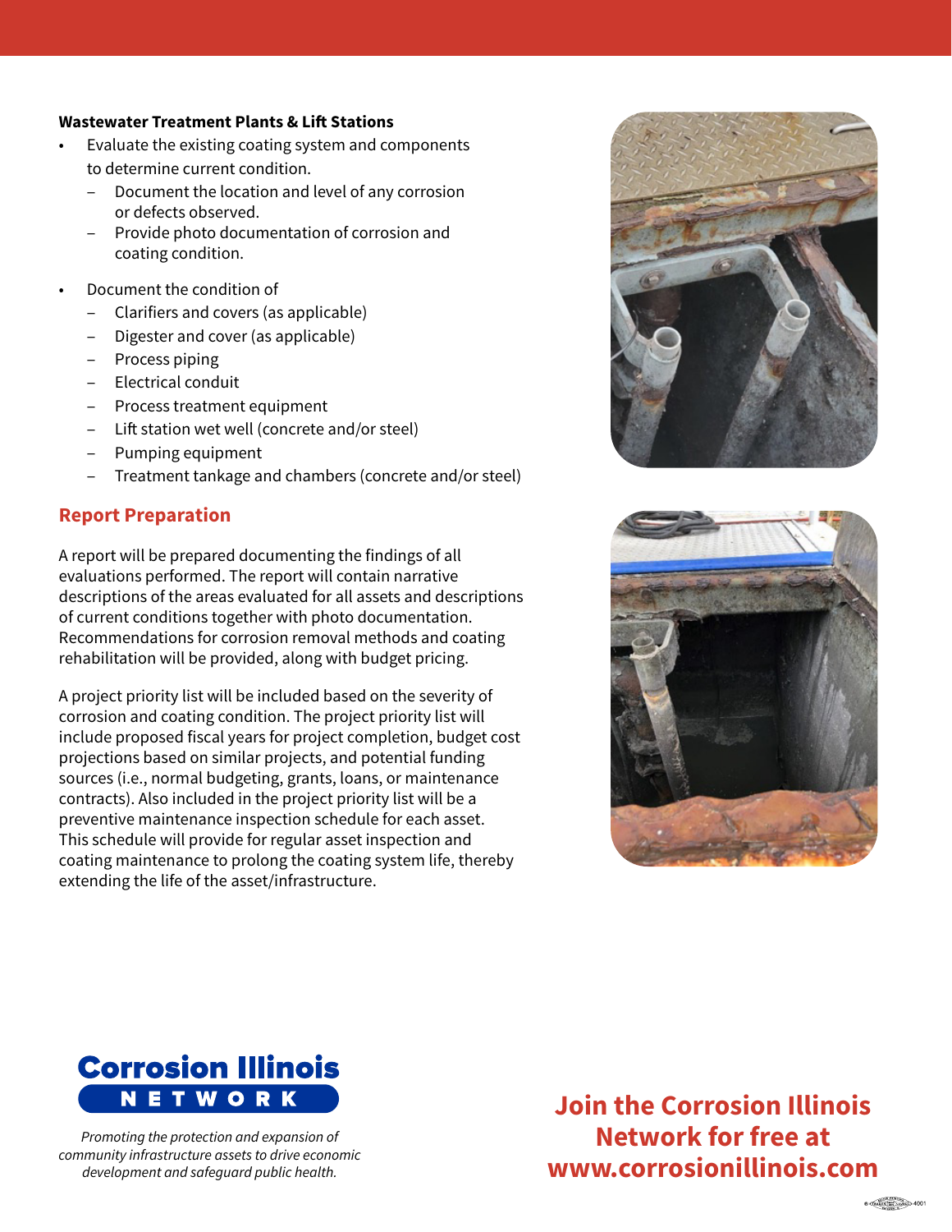**Wastewater Treatment Plants & Lift Stations**

- Evaluate the existing coating system and components to determine current condition.
  - Document the location and level of any corrosion or defects observed.
  - Provide photo documentation of corrosion and coating condition.
- Document the condition of
  - Clarifiers and covers (as applicable)
  - Digester and cover (as applicable)
  - Process piping
  - Electrical conduit
  - Process treatment equipment
  - Lift station wet well (concrete and/or steel)
  - Pumping equipment
  - Treatment tankage and chambers (concrete and/or steel)

## Report Preparation

A report will be prepared documenting the findings of all evaluations performed. The report will contain narrative descriptions of the areas evaluated for all assets and descriptions of current conditions together with photo documentation. Recommendations for corrosion removal methods and coating rehabilitation will be provided, along with budget pricing.

A project priority list will be included based on the severity of corrosion and coating condition. The project priority list will include proposed fiscal years for project completion, budget cost projections based on similar projects, and potential funding sources (i.e., normal budgeting, grants, loans, or maintenance contracts). Also included in the project priority list will be a preventive maintenance inspection schedule for each asset. This schedule will provide for regular asset inspection and coating maintenance to prolong the coating system life, thereby extending the life of the asset/infrastructure.

**Corrosion Illinois NETWORK**

*Promoting the protection and expansion of community infrastructure assets to drive economic development and safeguard public health.*

**Join the Corrosion Illinois Network for free at www.corrosionillinois.com**